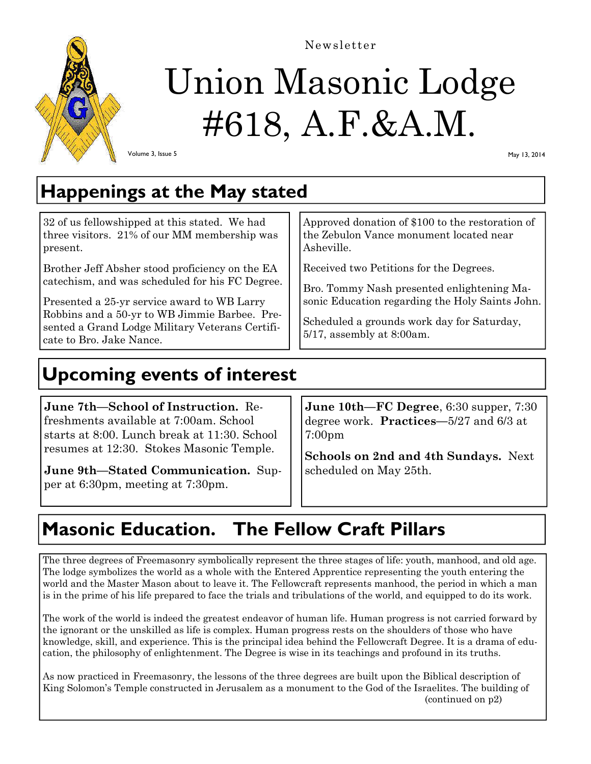Newsletter

# Union Masonic Lodge #618, A.F.&A.M.

Volume 3, Issue 5

May 13, 2014

## Happenings at the May stated

32 of us fellowshipped at this stated. We had three visitors. 21% of our MM membership was present.

Brother Jeff Absher stood proficiency on the EA catechism, and was scheduled for his FC Degree.

Presented a 25-yr service award to WB Larry Robbins and a 50-yr to WB Jimmie Barbee. Presented a Grand Lodge Military Veterans Certificate to Bro. Jake Nance.

Approved donation of $100 to the restoration of the Zebulon Vance monument located near Asheville.

Received two Petitions for the Degrees.

Bro. Tommy Nash presented enlightening Masonic Education regarding the Holy Saints John.

Scheduled a grounds work day for Saturday, 5/17, assembly at 8:00am.

## Upcoming events of interest

**June 7th—School of Instruction.** Refreshments available at 7:00am. School starts at 8:00. Lunch break at 11:30. School resumes at 12:30. Stokes Masonic Temple.

**June 9th—Stated Communication.** Supper at 6:30pm, meeting at 7:30pm.

**June 10th—FC Degree**, 6:30 supper, 7:30 degree work. **Practices**—5/27 and 6/3 at 7:00pm

**Schools on 2nd and 4th Sundays.** Next scheduled on May 25th.

## Masonic Education. The Fellow Craft Pillars

The three degrees of Freemasonry symbolically represent the three stages of life: youth, manhood, and old age. The lodge symbolizes the world as a whole with the Entered Apprentice representing the youth entering the world and the Master Mason about to leave it. The Fellowcraft represents manhood, the period in which a man is in the prime of his life prepared to face the trials and tribulations of the world, and equipped to do its work.

The work of the world is indeed the greatest endeavor of human life. Human progress is not carried forward by the ignorant or the unskilled as life is complex. Human progress rests on the shoulders of those who have knowledge, skill, and experience. This is the principal idea behind the Fellowcraft Degree. It is a drama of education, the philosophy of enlightenment. The Degree is wise in its teachings and profound in its truths.

As now practiced in Freemasonry, the lessons of the three degrees are built upon the Biblical description of King Solomon's Temple constructed in Jerusalem as a monument to the God of the Israelites. The building of

(continued on p2)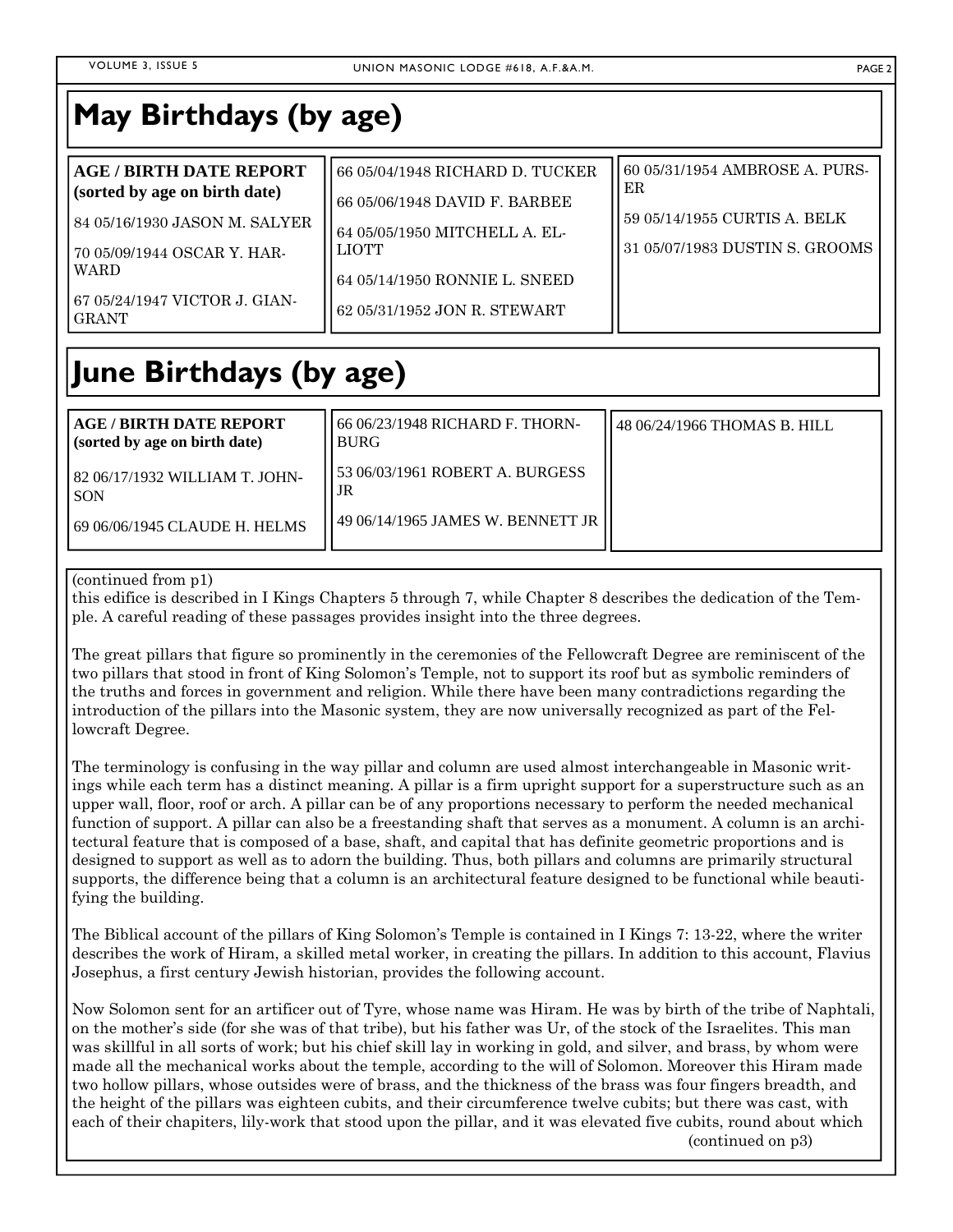# May Birthdays (by age)

**AGE / BIRTH DATE REPORT (sorted by age on birth date)**

84 05/16/1930 JASON M. SALYER

70 05/09/1944 OSCAR Y. HARWARD

67 05/24/1947 VICTOR J. GIANGRANT

66 05/04/1948 RICHARD D. TUCKER

66 05/06/1948 DAVID F. BARBEE

64 05/05/1950 MITCHELL A. ELLIOTT

64 05/14/1950 RONNIE L. SNEED

62 05/31/1952 JON R. STEWART

60 05/31/1954 AMBROSE A. PURSER

59 05/14/1955 CURTIS A. BELK

31 05/07/1983 DUSTIN S. GROOMS

# June Birthdays (by age)

**AGE / BIRTH DATE REPORT (sorted by age on birth date)**

82 06/17/1932 WILLIAM T. JOHNSON

69 06/06/1945 CLAUDE H. HELMS

66 06/23/1948 RICHARD F. THORNBURG

53 06/03/1961 ROBERT A. BURGESS JR

49 06/14/1965 JAMES W. BENNETT JR

48 06/24/1966 THOMAS B. HILL

(continued from p1)

this edifice is described in I Kings Chapters 5 through 7, while Chapter 8 describes the dedication of the Temple. A careful reading of these passages provides insight into the three degrees.

The great pillars that figure so prominently in the ceremonies of the Fellowcraft Degree are reminiscent of the two pillars that stood in front of King Solomon's Temple, not to support its roof but as symbolic reminders of the truths and forces in government and religion. While there have been many contradictions regarding the introduction of the pillars into the Masonic system, they are now universally recognized as part of the Fellowcraft Degree.

The terminology is confusing in the way pillar and column are used almost interchangeable in Masonic writings while each term has a distinct meaning. A pillar is a firm upright support for a superstructure such as an upper wall, floor, roof or arch. A pillar can be of any proportions necessary to perform the needed mechanical function of support. A pillar can also be a freestanding shaft that serves as a monument. A column is an architectural feature that is composed of a base, shaft, and capital that has definite geometric proportions and is designed to support as well as to adorn the building. Thus, both pillars and columns are primarily structural supports, the difference being that a column is an architectural feature designed to be functional while beautifying the building.

The Biblical account of the pillars of King Solomon's Temple is contained in I Kings 7: 13-22, where the writer describes the work of Hiram, a skilled metal worker, in creating the pillars. In addition to this account, Flavius Josephus, a first century Jewish historian, provides the following account.

Now Solomon sent for an artificer out of Tyre, whose name was Hiram. He was by birth of the tribe of Naphtali, on the mother's side (for she was of that tribe), but his father was Ur, of the stock of the Israelites. This man was skillful in all sorts of work; but his chief skill lay in working in gold, and silver, and brass, by whom were made all the mechanical works about the temple, according to the will of Solomon. Moreover this Hiram made two hollow pillars, whose outsides were of brass, and the thickness of the brass was four fingers breadth, and the height of the pillars was eighteen cubits, and their circumference twelve cubits; but there was cast, with each of their chapiters, lily-work that stood upon the pillar, and it was elevated five cubits, round about which

(continued on p3)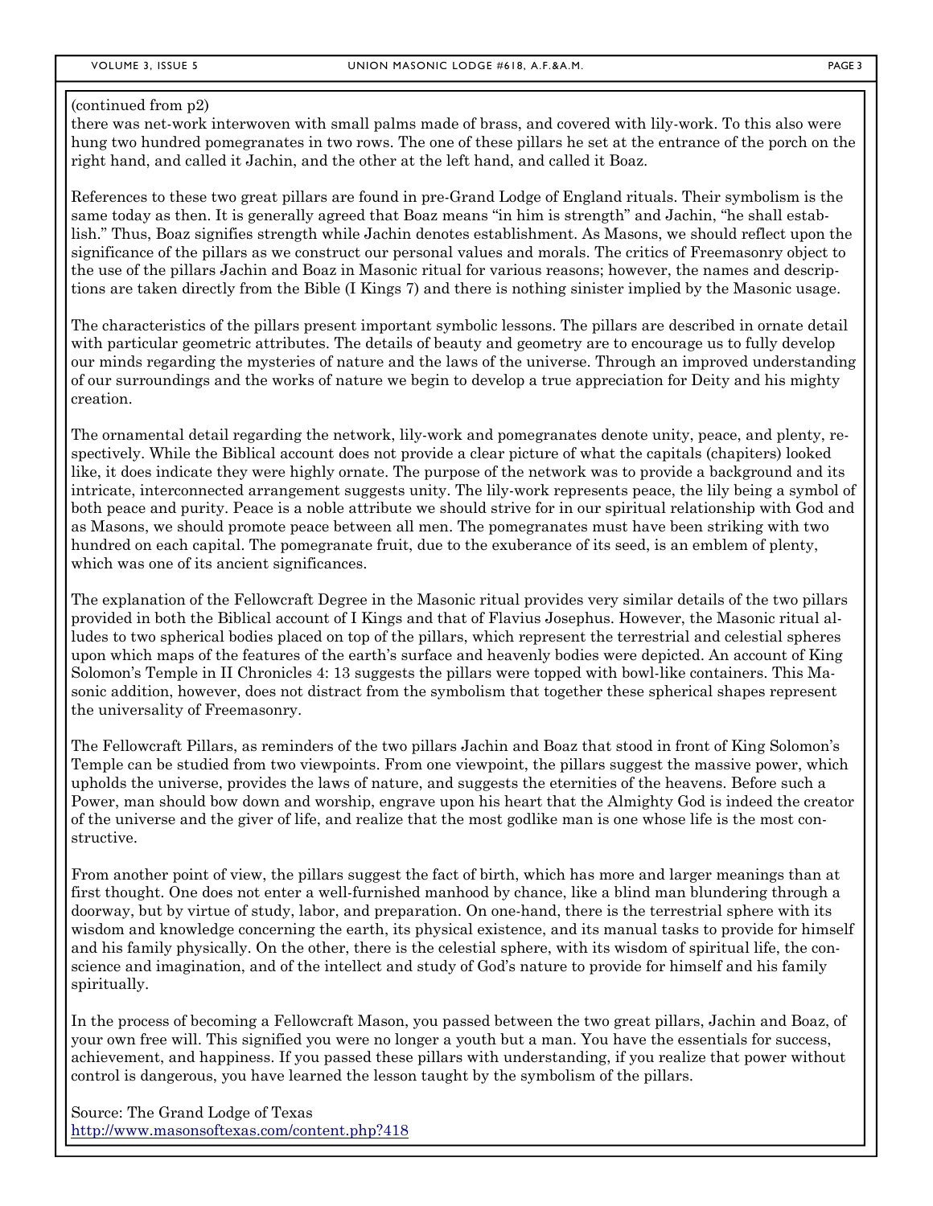(continued from p2)

there was net-work interwoven with small palms made of brass, and covered with lily-work. To this also were hung two hundred pomegranates in two rows. The one of these pillars he set at the entrance of the porch on the right hand, and called it Jachin, and the other at the left hand, and called it Boaz.

References to these two great pillars are found in pre-Grand Lodge of England rituals. Their symbolism is the same today as then. It is generally agreed that Boaz means "in him is strength" and Jachin, "he shall establish." Thus, Boaz signifies strength while Jachin denotes establishment. As Masons, we should reflect upon the significance of the pillars as we construct our personal values and morals. The critics of Freemasonry object to the use of the pillars Jachin and Boaz in Masonic ritual for various reasons; however, the names and descriptions are taken directly from the Bible (I Kings 7) and there is nothing sinister implied by the Masonic usage.

The characteristics of the pillars present important symbolic lessons. The pillars are described in ornate detail with particular geometric attributes. The details of beauty and geometry are to encourage us to fully develop our minds regarding the mysteries of nature and the laws of the universe. Through an improved understanding of our surroundings and the works of nature we begin to develop a true appreciation for Deity and his mighty creation.

The ornamental detail regarding the network, lily-work and pomegranates denote unity, peace, and plenty, respectively. While the Biblical account does not provide a clear picture of what the capitals (chapiters) looked like, it does indicate they were highly ornate. The purpose of the network was to provide a background and its intricate, interconnected arrangement suggests unity. The lily-work represents peace, the lily being a symbol of both peace and purity. Peace is a noble attribute we should strive for in our spiritual relationship with God and as Masons, we should promote peace between all men. The pomegranates must have been striking with two hundred on each capital. The pomegranate fruit, due to the exuberance of its seed, is an emblem of plenty, which was one of its ancient significances.

The explanation of the Fellowcraft Degree in the Masonic ritual provides very similar details of the two pillars provided in both the Biblical account of I Kings and that of Flavius Josephus. However, the Masonic ritual alludes to two spherical bodies placed on top of the pillars, which represent the terrestrial and celestial spheres upon which maps of the features of the earth's surface and heavenly bodies were depicted. An account of King Solomon's Temple in II Chronicles 4: 13 suggests the pillars were topped with bowl-like containers. This Masonic addition, however, does not distract from the symbolism that together these spherical shapes represent the universality of Freemasonry.

The Fellowcraft Pillars, as reminders of the two pillars Jachin and Boaz that stood in front of King Solomon's Temple can be studied from two viewpoints. From one viewpoint, the pillars suggest the massive power, which upholds the universe, provides the laws of nature, and suggests the eternities of the heavens. Before such a Power, man should bow down and worship, engrave upon his heart that the Almighty God is indeed the creator of the universe and the giver of life, and realize that the most godlike man is one whose life is the most constructive.

From another point of view, the pillars suggest the fact of birth, which has more and larger meanings than at first thought. One does not enter a well-furnished manhood by chance, like a blind man blundering through a doorway, but by virtue of study, labor, and preparation. On one-hand, there is the terrestrial sphere with its wisdom and knowledge concerning the earth, its physical existence, and its manual tasks to provide for himself and his family physically. On the other, there is the celestial sphere, with its wisdom of spiritual life, the conscience and imagination, and of the intellect and study of God's nature to provide for himself and his family spiritually.

In the process of becoming a Fellowcraft Mason, you passed between the two great pillars, Jachin and Boaz, of your own free will. This signified you were no longer a youth but a man. You have the essentials for success, achievement, and happiness. If you passed these pillars with understanding, if you realize that power without control is dangerous, you have learned the lesson taught by the symbolism of the pillars.

Source: The Grand Lodge of Texas
http://www.masonsoftexas.com/content.php?418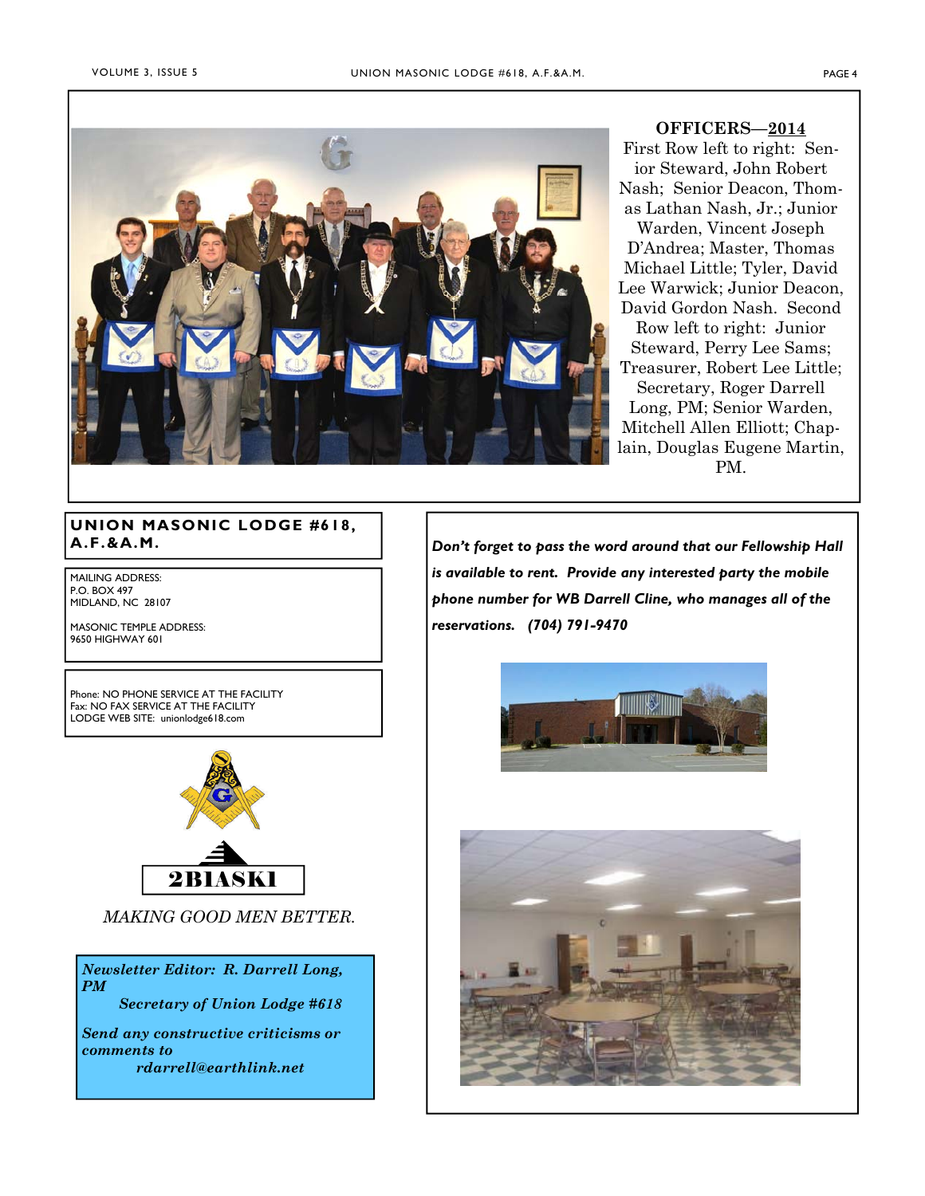**OFFICERS—2014**

First Row left to right: Senior Steward, John Robert Nash; Senior Deacon, Thomas Lathan Nash, Jr.; Junior Warden, Vincent Joseph D'Andrea; Master, Thomas Michael Little; Tyler, David Lee Warwick; Junior Deacon, David Gordon Nash. Second Row left to right: Junior Steward, Perry Lee Sams; Treasurer, Robert Lee Little; Secretary, Roger Darrell Long, PM; Senior Warden, Mitchell Allen Elliott; Chaplain, Douglas Eugene Martin, PM.

## UNION MASONIC LODGE #618, A.F.&A.M.

MAILING ADDRESS:
P.O. BOX 497
MIDLAND, NC 28107

MASONIC TEMPLE ADDRESS:
9650 HIGHWAY 601

Phone: NO PHONE SERVICE AT THE FACILITY
Fax: NO FAX SERVICE AT THE FACILITY
LODGE WEB SITE: unionlodge618.com

2B1ASK1

*MAKING GOOD MEN BETTER.*

***Newsletter Editor: R. Darrell Long, PM***
***Secretary of Union Lodge #618***

***Send any constructive criticisms or comments to***
***rdarrell@earthlink.net***

***Don't forget to pass the word around that our Fellowship Hall is available to rent. Provide any interested party the mobile phone number for WB Darrell Cline, who manages all of the reservations. (704) 791-9470***